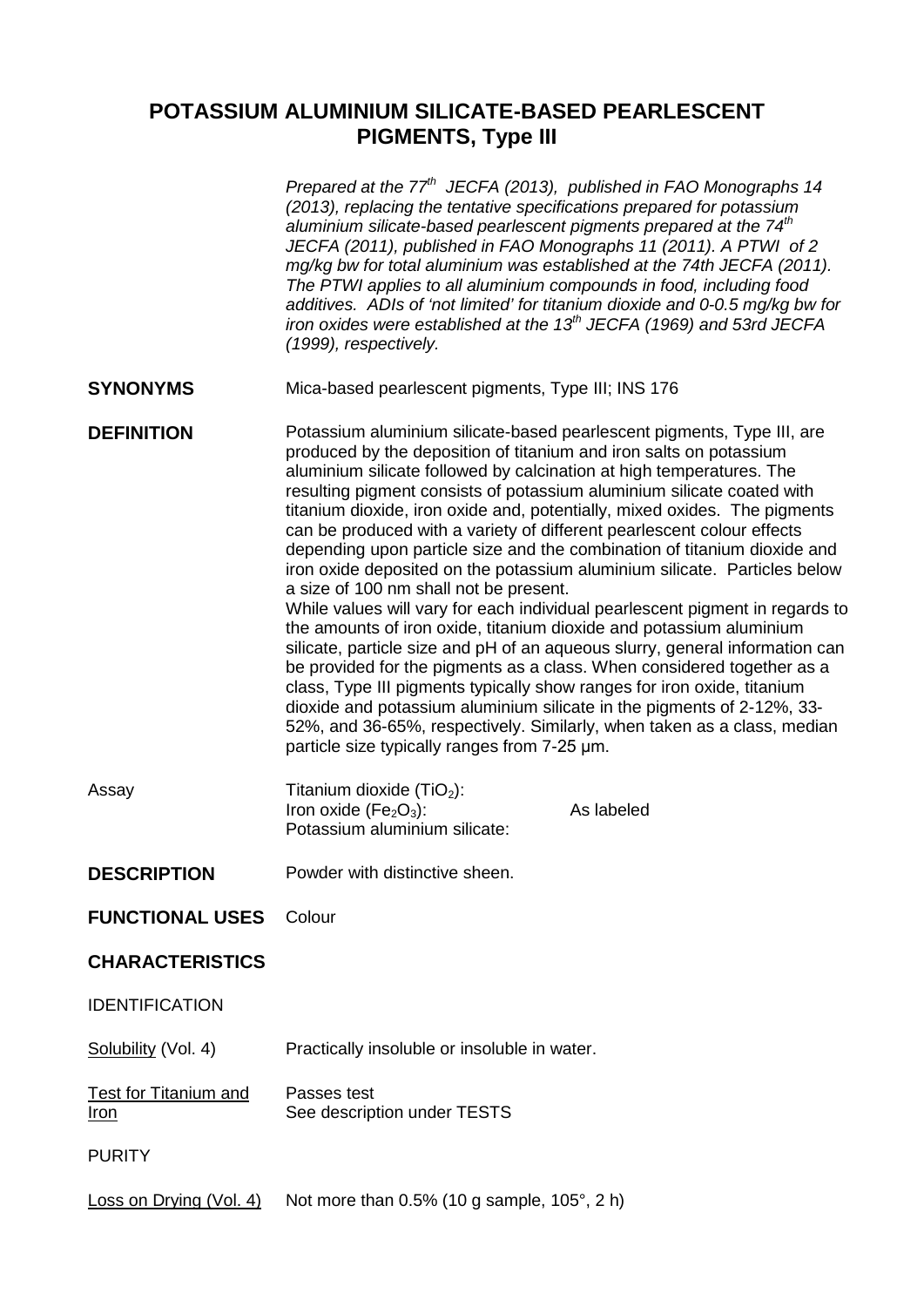# POTASSIUM ALUMINIUM SILICATE-BASED PEARLESCENT PIGMENTS, Type III

*Prepared at the 77th JECFA (2013), published in FAO Monographs 14 (2013), replacing the tentative specifications prepared for potassium aluminium silicate-based pearlescent pigments prepared at the 74th JECFA (2011), published in FAO Monographs 11 (2011). A PTWI of 2 mg/kg bw for total aluminium was established at the 74th JECFA (2011). The PTWI applies to all aluminium compounds in food, including food additives. ADIs of 'not limited' for titanium dioxide and 0-0.5 mg/kg bw for iron oxides were established at the 13th JECFA (1969) and 53rd JECFA (1999), respectively.*

**SYNONYMS** Mica-based pearlescent pigments, Type III; INS 176

**DEFINITION** Potassium aluminium silicate-based pearlescent pigments, Type III, are produced by the deposition of titanium and iron salts on potassium aluminium silicate followed by calcination at high temperatures. The resulting pigment consists of potassium aluminium silicate coated with titanium dioxide, iron oxide and, potentially, mixed oxides. The pigments can be produced with a variety of different pearlescent colour effects depending upon particle size and the combination of titanium dioxide and iron oxide deposited on the potassium aluminium silicate. Particles below a size of 100 nm shall not be present.

While values will vary for each individual pearlescent pigment in regards to the amounts of iron oxide, titanium dioxide and potassium aluminium silicate, particle size and pH of an aqueous slurry, general information can be provided for the pigments as a class. When considered together as a class, Type III pigments typically show ranges for iron oxide, titanium dioxide and potassium aluminium silicate in the pigments of 2-12%, 33-52%, and 36-65%, respectively. Similarly, when taken as a class, median particle size typically ranges from 7-25 µm.

Assay
Titanium dioxide ($TiO_2$):
Iron oxide ($Fe_2O_3$): As labeled
Potassium aluminium silicate:

**DESCRIPTION** Powder with distinctive sheen.

**FUNCTIONAL USES** Colour

## CHARACTERISTICS

IDENTIFICATION

Solubility (Vol. 4) Practically insoluble or insoluble in water.

Test for Titanium and Iron Passes test
See description under TESTS

PURITY

Loss on Drying (Vol. 4) Not more than 0.5% (10 g sample, 105°, 2 h)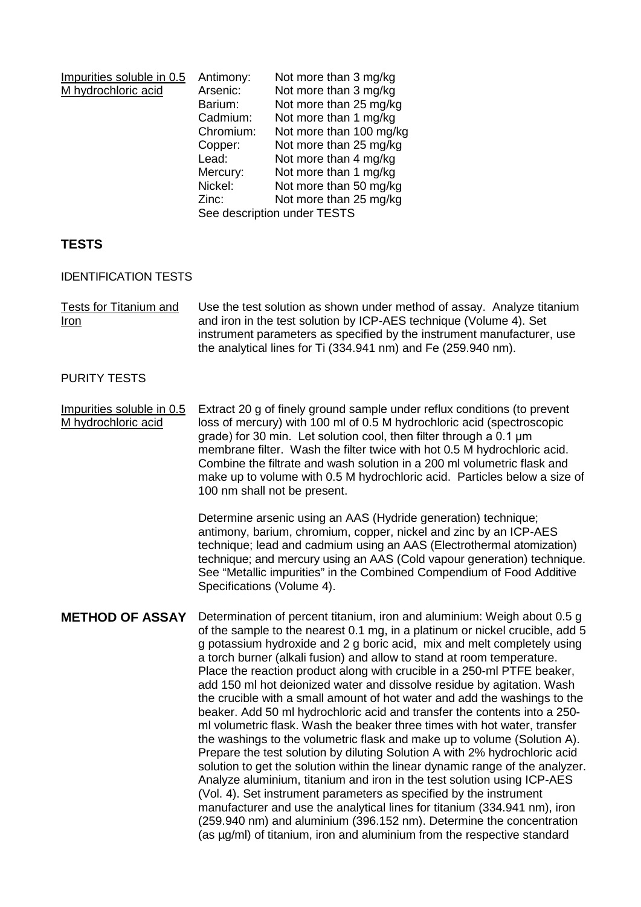| | | |
|---|---|---|
| Impurities soluble in 0.5 M hydrochloric acid | Antimony: | Not more than 3 mg/kg |
| | Arsenic: | Not more than 3 mg/kg |
| | Barium: | Not more than 25 mg/kg |
| | Cadmium: | Not more than 1 mg/kg |
| | Chromium: | Not more than 100 mg/kg |
| | Copper: | Not more than 25 mg/kg |
| | Lead: | Not more than 4 mg/kg |
| | Mercury: | Not more than 1 mg/kg |
| | Nickel: | Not more than 50 mg/kg |
| | Zinc: | Not more than 25 mg/kg |
| | See description under TESTS | |

## TESTS

### IDENTIFICATION TESTS

**Tests for Titanium and Iron**

Use the test solution as shown under method of assay. Analyze titanium and iron in the test solution by ICP-AES technique (Volume 4). Set instrument parameters as specified by the instrument manufacturer, use the analytical lines for Ti (334.941 nm) and Fe (259.940 nm).

### PURITY TESTS

**Impurities soluble in 0.5 M hydrochloric acid**

Extract 20 g of finely ground sample under reflux conditions (to prevent loss of mercury) with 100 ml of 0.5 M hydrochloric acid (spectroscopic grade) for 30 min. Let solution cool, then filter through a 0.1 μm membrane filter. Wash the filter twice with hot 0.5 M hydrochloric acid. Combine the filtrate and wash solution in a 200 ml volumetric flask and make up to volume with 0.5 M hydrochloric acid. Particles below a size of 100 nm shall not be present.

Determine arsenic using an AAS (Hydride generation) technique; antimony, barium, chromium, copper, nickel and zinc by an ICP-AES technique; lead and cadmium using an AAS (Electrothermal atomization) technique; and mercury using an AAS (Cold vapour generation) technique. See "Metallic impurities" in the Combined Compendium of Food Additive Specifications (Volume 4).

## METHOD OF ASSAY

Determination of percent titanium, iron and aluminium: Weigh about 0.5 g of the sample to the nearest 0.1 mg, in a platinum or nickel crucible, add 5 g potassium hydroxide and 2 g boric acid, mix and melt completely using a torch burner (alkali fusion) and allow to stand at room temperature. Place the reaction product along with crucible in a 250-ml PTFE beaker, add 150 ml hot deionized water and dissolve residue by agitation. Wash the crucible with a small amount of hot water and add the washings to the beaker. Add 50 ml hydrochloric acid and transfer the contents into a 250-ml volumetric flask. Wash the beaker three times with hot water, transfer the washings to the volumetric flask and make up to volume (Solution A). Prepare the test solution by diluting Solution A with 2% hydrochloric acid solution to get the solution within the linear dynamic range of the analyzer. Analyze aluminium, titanium and iron in the test solution using ICP-AES (Vol. 4). Set instrument parameters as specified by the instrument manufacturer and use the analytical lines for titanium (334.941 nm), iron (259.940 nm) and aluminium (396.152 nm). Determine the concentration (as μg/ml) of titanium, iron and aluminium from the respective standard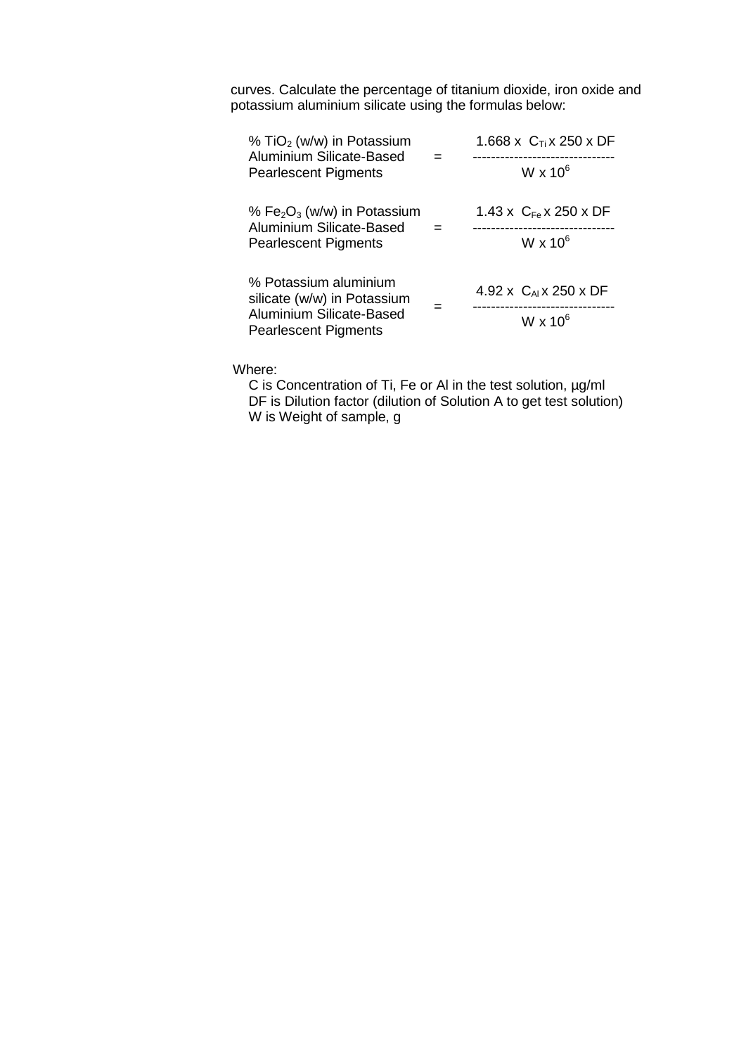curves. Calculate the percentage of titanium dioxide, iron oxide and potassium aluminium silicate using the formulas below:

$$\% \, TiO_2 \text{ (w/w) in Potassium Aluminium Silicate-Based Pearlescent Pigments} = \frac{1.668 \times C_{Ti} \times 250 \times DF}{W \times 10^6}$$

$$\% \, Fe_2O_3 \text{ (w/w) in Potassium Aluminium Silicate-Based Pearlescent Pigments} = \frac{1.43 \times C_{Fe} \times 250 \times DF}{W \times 10^6}$$

$$\% \text{ Potassium aluminium silicate (w/w) in Potassium Aluminium Silicate-Based Pearlescent Pigments} = \frac{4.92 \times C_{Al} \times 250 \times DF}{W \times 10^6}$$

Where:

C is Concentration of Ti, Fe or Al in the test solution, µg/ml
DF is Dilution factor (dilution of Solution A to get test solution)
W is Weight of sample, g